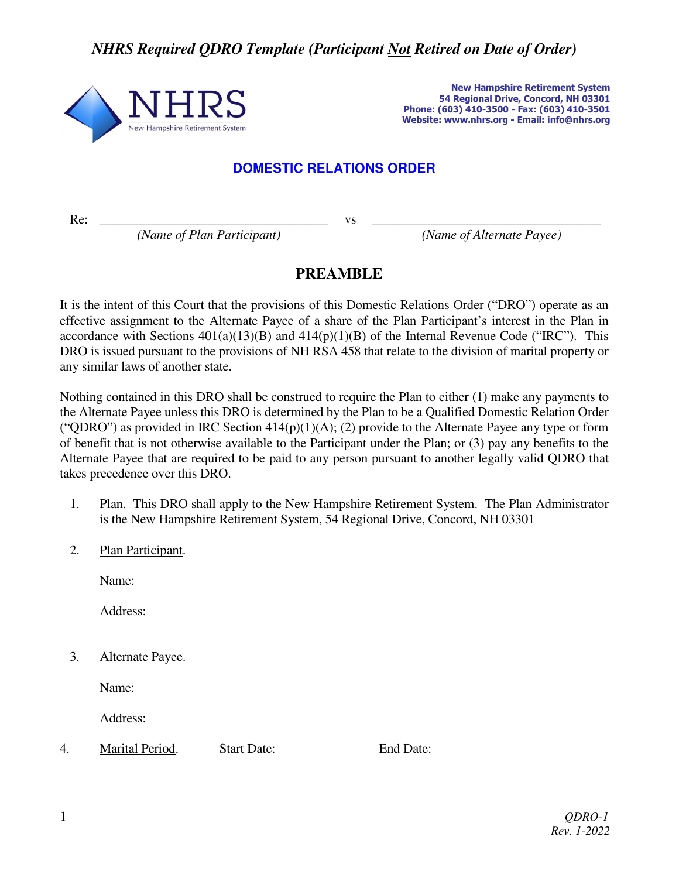*NHRS Required QDRO Template (Participant Not Retired on Date of Order)*

NHRS
New Hampshire Retirement System

**New Hampshire Retirement System**
**54 Regional Drive, Concord, NH 03301**
**Phone: (603) 410-3500 - Fax: (603) 410-3501**
**Website: www.nhrs.org - Email: info@nhrs.org**

## DOMESTIC RELATIONS ORDER

Re: ___________________________________ vs ___________________________________
*(Name of Plan Participant)* *(Name of Alternate Payee)*

## PREAMBLE

It is the intent of this Court that the provisions of this Domestic Relations Order ("DRO") operate as an effective assignment to the Alternate Payee of a share of the Plan Participant's interest in the Plan in accordance with Sections 401(a)(13)(B) and 414(p)(1)(B) of the Internal Revenue Code ("IRC"). This DRO is issued pursuant to the provisions of NH RSA 458 that relate to the division of marital property or any similar laws of another state.

Nothing contained in this DRO shall be construed to require the Plan to either (1) make any payments to the Alternate Payee unless this DRO is determined by the Plan to be a Qualified Domestic Relation Order ("QDRO") as provided in IRC Section 414(p)(1)(A); (2) provide to the Alternate Payee any type or form of benefit that is not otherwise available to the Participant under the Plan; or (3) pay any benefits to the Alternate Payee that are required to be paid to any person pursuant to another legally valid QDRO that takes precedence over this DRO.

1. Plan. This DRO shall apply to the New Hampshire Retirement System. The Plan Administrator is the New Hampshire Retirement System, 54 Regional Drive, Concord, NH 03301

2. Plan Participant.

   Name:

   Address:

3. Alternate Payee.

   Name:

   Address:

4. Marital Period. Start Date: End Date: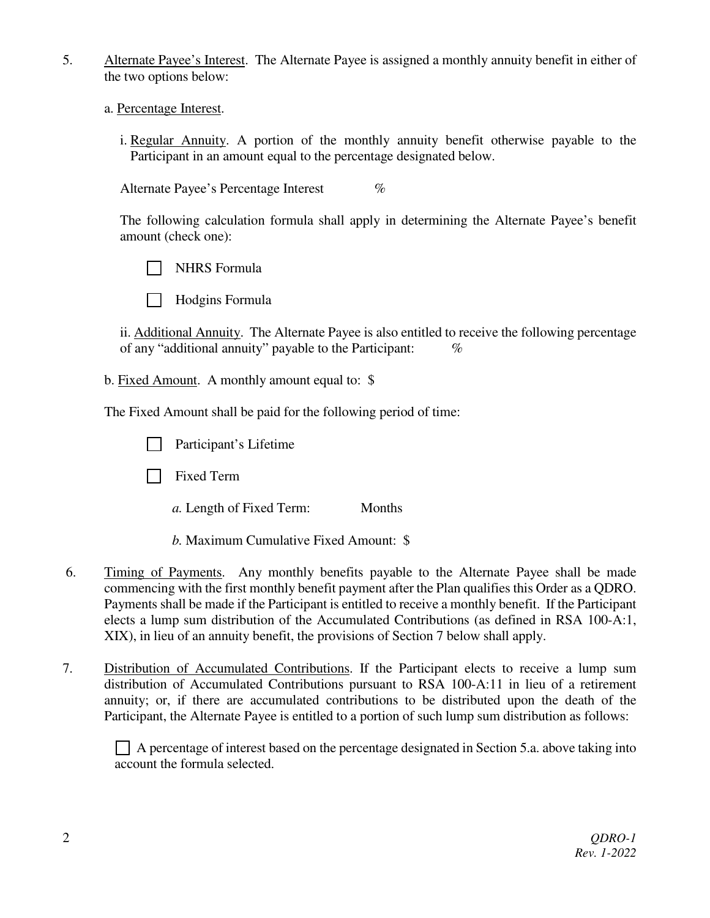5. Alternate Payee's Interest. The Alternate Payee is assigned a monthly annuity benefit in either of the two options below:

   a. Percentage Interest.

      i. Regular Annuity. A portion of the monthly annuity benefit otherwise payable to the Participant in an amount equal to the percentage designated below.

      Alternate Payee's Percentage Interest %

      The following calculation formula shall apply in determining the Alternate Payee's benefit amount (check one):

      ☐ NHRS Formula

      ☐ Hodgins Formula

      ii. Additional Annuity. The Alternate Payee is also entitled to receive the following percentage of any "additional annuity" payable to the Participant: %

   b. Fixed Amount. A monthly amount equal to: $

   The Fixed Amount shall be paid for the following period of time:

      ☐ Participant's Lifetime

      ☐ Fixed Term

         *a.* Length of Fixed Term: Months

         *b.* Maximum Cumulative Fixed Amount: $

6. Timing of Payments. Any monthly benefits payable to the Alternate Payee shall be made commencing with the first monthly benefit payment after the Plan qualifies this Order as a QDRO. Payments shall be made if the Participant is entitled to receive a monthly benefit. If the Participant elects a lump sum distribution of the Accumulated Contributions (as defined in RSA 100-A:1, XIX), in lieu of an annuity benefit, the provisions of Section 7 below shall apply.

7. Distribution of Accumulated Contributions. If the Participant elects to receive a lump sum distribution of Accumulated Contributions pursuant to RSA 100-A:11 in lieu of a retirement annuity; or, if there are accumulated contributions to be distributed upon the death of the Participant, the Alternate Payee is entitled to a portion of such lump sum distribution as follows:

   ☐ A percentage of interest based on the percentage designated in Section 5.a. above taking into account the formula selected.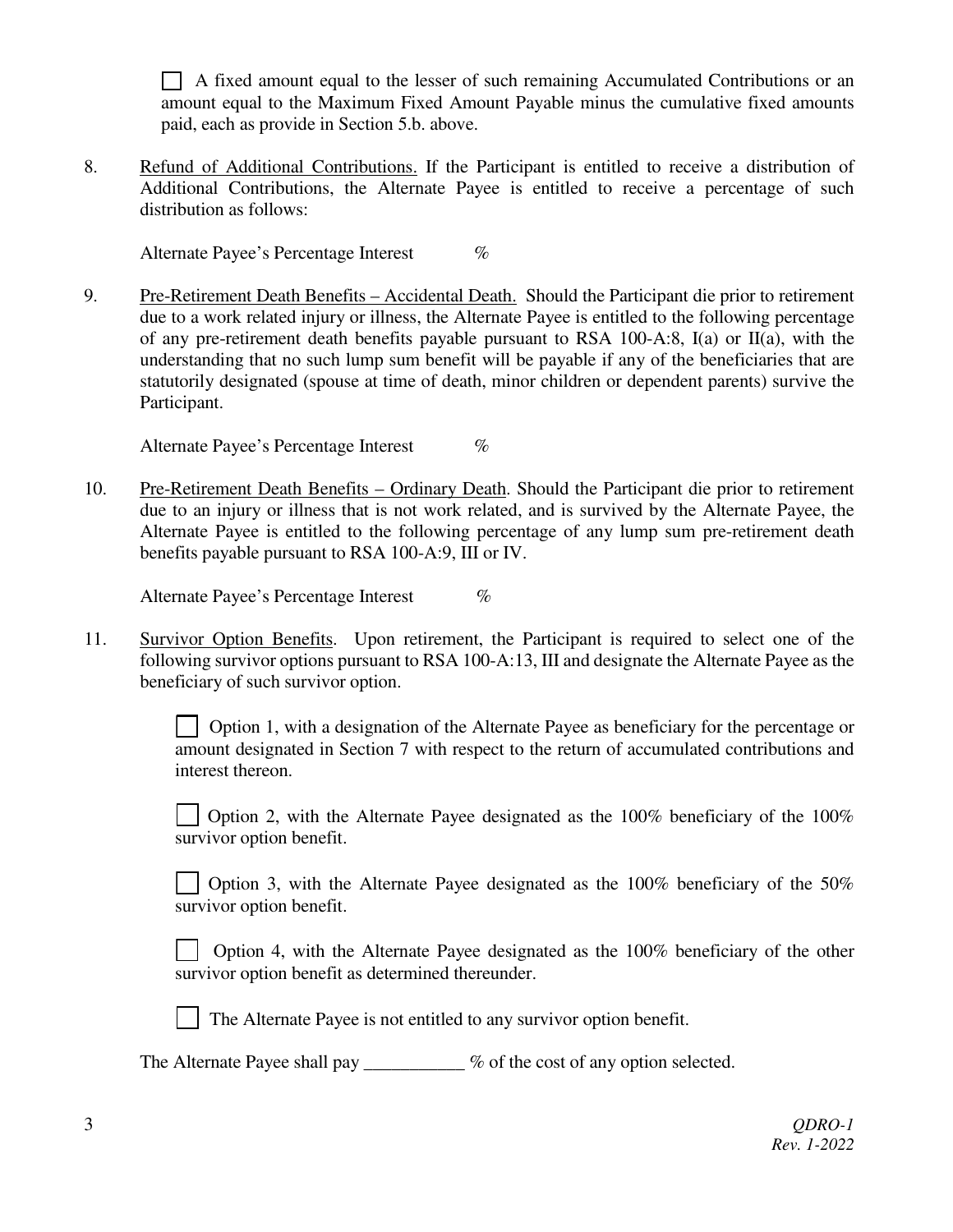☐ A fixed amount equal to the lesser of such remaining Accumulated Contributions or an amount equal to the Maximum Fixed Amount Payable minus the cumulative fixed amounts paid, each as provide in Section 5.b. above.

8. Refund of Additional Contributions. If the Participant is entitled to receive a distribution of Additional Contributions, the Alternate Payee is entitled to receive a percentage of such distribution as follows:

   Alternate Payee's Percentage Interest %

9. Pre-Retirement Death Benefits – Accidental Death. Should the Participant die prior to retirement due to a work related injury or illness, the Alternate Payee is entitled to the following percentage of any pre-retirement death benefits payable pursuant to RSA 100-A:8, I(a) or II(a), with the understanding that no such lump sum benefit will be payable if any of the beneficiaries that are statutorily designated (spouse at time of death, minor children or dependent parents) survive the Participant.

   Alternate Payee's Percentage Interest %

10. Pre-Retirement Death Benefits – Ordinary Death. Should the Participant die prior to retirement due to an injury or illness that is not work related, and is survived by the Alternate Payee, the Alternate Payee is entitled to the following percentage of any lump sum pre-retirement death benefits payable pursuant to RSA 100-A:9, III or IV.

    Alternate Payee's Percentage Interest %

11. Survivor Option Benefits. Upon retirement, the Participant is required to select one of the following survivor options pursuant to RSA 100-A:13, III and designate the Alternate Payee as the beneficiary of such survivor option.

    ☐ Option 1, with a designation of the Alternate Payee as beneficiary for the percentage or amount designated in Section 7 with respect to the return of accumulated contributions and interest thereon.

    ☐ Option 2, with the Alternate Payee designated as the 100% beneficiary of the 100% survivor option benefit.

    ☐ Option 3, with the Alternate Payee designated as the 100% beneficiary of the 50% survivor option benefit.

    ☐ Option 4, with the Alternate Payee designated as the 100% beneficiary of the other survivor option benefit as determined thereunder.

    ☐ The Alternate Payee is not entitled to any survivor option benefit.

The Alternate Payee shall pay ___________ % of the cost of any option selected.

*QDRO-1*
*Rev. 1-2022*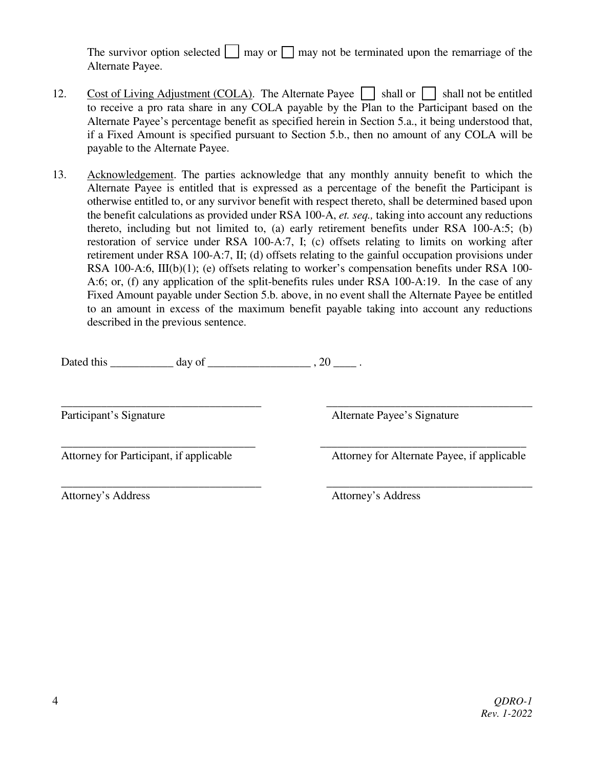The survivor option selected ☐ may or ☐ may not be terminated upon the remarriage of the Alternate Payee.

12. Cost of Living Adjustment (COLA). The Alternate Payee ☐ shall or ☐ shall not be entitled to receive a pro rata share in any COLA payable by the Plan to the Participant based on the Alternate Payee's percentage benefit as specified herein in Section 5.a., it being understood that, if a Fixed Amount is specified pursuant to Section 5.b., then no amount of any COLA will be payable to the Alternate Payee.

13. Acknowledgement. The parties acknowledge that any monthly annuity benefit to which the Alternate Payee is entitled that is expressed as a percentage of the benefit the Participant is otherwise entitled to, or any survivor benefit with respect thereto, shall be determined based upon the benefit calculations as provided under RSA 100-A, *et. seq.,* taking into account any reductions thereto, including but not limited to, (a) early retirement benefits under RSA 100-A:5; (b) restoration of service under RSA 100-A:7, I; (c) offsets relating to limits on working after retirement under RSA 100-A:7, II; (d) offsets relating to the gainful occupation provisions under RSA 100-A:6, III(b)(1); (e) offsets relating to worker's compensation benefits under RSA 100-A:6; or, (f) any application of the split-benefits rules under RSA 100-A:19. In the case of any Fixed Amount payable under Section 5.b. above, in no event shall the Alternate Payee be entitled to an amount in excess of the maximum benefit payable taking into account any reductions described in the previous sentence.

Dated this ___________ day of __________________ , 20 ____ .

___________________________________
Participant's Signature

___________________________________
Alternate Payee's Signature

___________________________________
Attorney for Participant, if applicable

___________________________________
Attorney for Alternate Payee, if applicable

___________________________________
Attorney's Address

___________________________________
Attorney's Address

*QDRO-1*
*Rev. 1-2022*